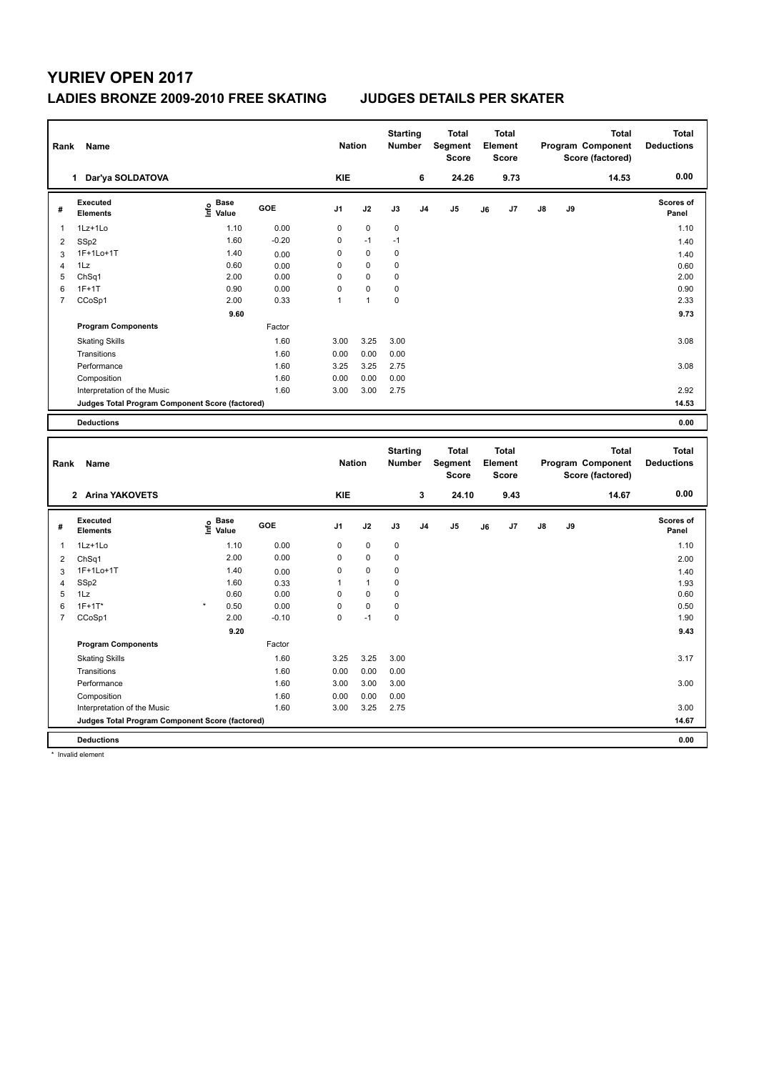# YURIEV OPEN 2017

## LADIES BRONZE 2009-2010 FREE SKATING JUDGES DETAILS PER SKATER

| Rank | Name | Nation | Starting Number | Total Segment Score | Total Element Score | Total Program Component Score (factored) | Total Deductions |
|---|---|---|---|---|---|---|---|
| 1 | Dar'ya SOLDATOVA | KIE | 6 | 24.26 | 9.73 | 14.53 | 0.00 |

| # | Executed Elements | Info | Base Value | GOE | J1 | J2 | J3 | J4 | J5 | J6 | J7 | J8 | J9 | Scores of Panel |
|---|---|---|---|---|---|---|---|---|---|---|---|---|---|---|
| 1 | 1Lz+1Lo | | 1.10 | 0.00 | 0 | 0 | 0 | | | | | | | 1.10 |
| 2 | SSp2 | | 1.60 | -0.20 | 0 | -1 | -1 | | | | | | | 1.40 |
| 3 | 1F+1Lo+1T | | 1.40 | 0.00 | 0 | 0 | 0 | | | | | | | 1.40 |
| 4 | 1Lz | | 0.60 | 0.00 | 0 | 0 | 0 | | | | | | | 0.60 |
| 5 | ChSq1 | | 2.00 | 0.00 | 0 | 0 | 0 | | | | | | | 2.00 |
| 6 | 1F+1T | | 0.90 | 0.00 | 0 | 0 | 0 | | | | | | | 0.90 |
| 7 | CCoSp1 | | 2.00 | 0.33 | 1 | 1 | 0 | | | | | | | 2.33 |
| | | | 9.60 | | | | | | | | | | | 9.73 |
| | **Program Components** | | | Factor | | | | | | | | | | |
| | Skating Skills | | | 1.60 | 3.00 | 3.25 | 3.00 | | | | | | | 3.08 |
| | Transitions | | | 1.60 | 0.00 | 0.00 | 0.00 | | | | | | | |
| | Performance | | | 1.60 | 3.25 | 3.25 | 2.75 | | | | | | | 3.08 |
| | Composition | | | 1.60 | 0.00 | 0.00 | 0.00 | | | | | | | |
| | Interpretation of the Music | | | 1.60 | 3.00 | 3.00 | 2.75 | | | | | | | 2.92 |
| | **Judges Total Program Component Score (factored)** | | | | | | | | | | | | | 14.53 |
| | **Deductions** | | | | | | | | | | | | | 0.00 |

| Rank | Name | Nation | Starting Number | Total Segment Score | Total Element Score | Total Program Component Score (factored) | Total Deductions |
|---|---|---|---|---|---|---|---|
| 2 | Arina YAKOVETS | KIE | 3 | 24.10 | 9.43 | 14.67 | 0.00 |

| # | Executed Elements | Info | Base Value | GOE | J1 | J2 | J3 | J4 | J5 | J6 | J7 | J8 | J9 | Scores of Panel |
|---|---|---|---|---|---|---|---|---|---|---|---|---|---|---|
| 1 | 1Lz+1Lo | | 1.10 | 0.00 | 0 | 0 | 0 | | | | | | | 1.10 |
| 2 | ChSq1 | | 2.00 | 0.00 | 0 | 0 | 0 | | | | | | | 2.00 |
| 3 | 1F+1Lo+1T | | 1.40 | 0.00 | 0 | 0 | 0 | | | | | | | 1.40 |
| 4 | SSp2 | | 1.60 | 0.33 | 1 | 1 | 0 | | | | | | | 1.93 |
| 5 | 1Lz | | 0.60 | 0.00 | 0 | 0 | 0 | | | | | | | 0.60 |
| 6 | 1F+1T* | * | 0.50 | 0.00 | 0 | 0 | 0 | | | | | | | 0.50 |
| 7 | CCoSp1 | | 2.00 | -0.10 | 0 | -1 | 0 | | | | | | | 1.90 |
| | | | 9.20 | | | | | | | | | | | 9.43 |
| | **Program Components** | | | Factor | | | | | | | | | | |
| | Skating Skills | | | 1.60 | 3.25 | 3.25 | 3.00 | | | | | | | 3.17 |
| | Transitions | | | 1.60 | 0.00 | 0.00 | 0.00 | | | | | | | |
| | Performance | | | 1.60 | 3.00 | 3.00 | 3.00 | | | | | | | 3.00 |
| | Composition | | | 1.60 | 0.00 | 0.00 | 0.00 | | | | | | | |
| | Interpretation of the Music | | | 1.60 | 3.00 | 3.25 | 2.75 | | | | | | | 3.00 |
| | **Judges Total Program Component Score (factored)** | | | | | | | | | | | | | 14.67 |
| | **Deductions** | | | | | | | | | | | | | 0.00 |

\* Invalid element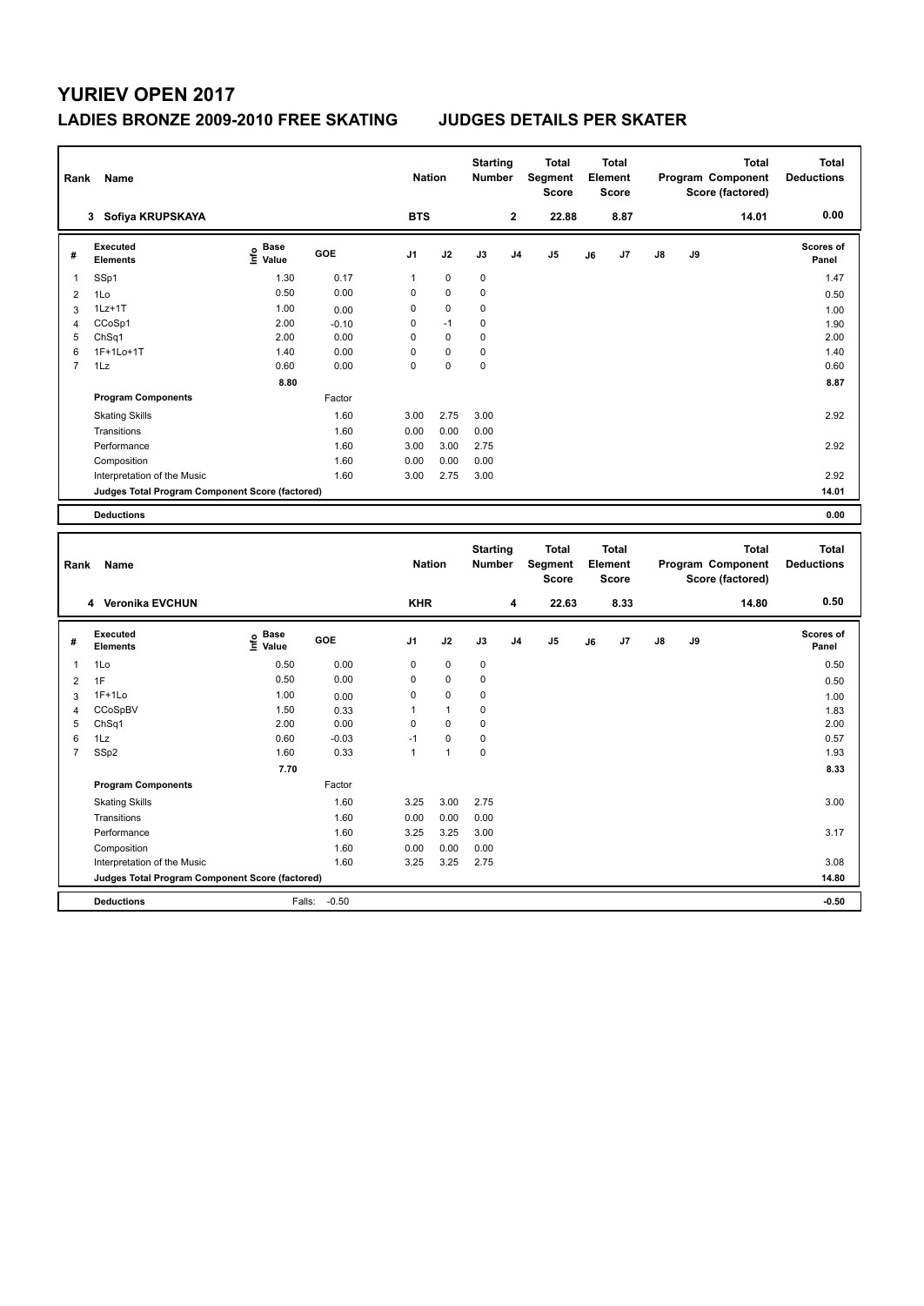# YURIEV OPEN 2017

## LADIES BRONZE 2009-2010 FREE SKATING — JUDGES DETAILS PER SKATER

| Rank | Name | Nation | Starting Number | Total Segment Score | Total Element Score | Total Program Component Score (factored) | Total Deductions |
|---|---|---|---|---|---|---|---|
| 3 | Sofiya KRUPSKAYA | BTS | 2 | 22.88 | 8.87 | 14.01 | 0.00 |

| # | Executed Elements | Info | Base Value | GOE | J1 | J2 | J3 | J4 | J5 | J6 | J7 | J8 | J9 | Scores of Panel |
|---|---|---|---|---|---|---|---|---|---|---|---|---|---|---|
| 1 | SSp1 | | 1.30 | 0.17 | 1 | 0 | 0 | | | | | | | 1.47 |
| 2 | 1Lo | | 0.50 | 0.00 | 0 | 0 | 0 | | | | | | | 0.50 |
| 3 | 1Lz+1T | | 1.00 | 0.00 | 0 | 0 | 0 | | | | | | | 1.00 |
| 4 | CCoSp1 | | 2.00 | -0.10 | 0 | -1 | 0 | | | | | | | 1.90 |
| 5 | ChSq1 | | 2.00 | 0.00 | 0 | 0 | 0 | | | | | | | 2.00 |
| 6 | 1F+1Lo+1T | | 1.40 | 0.00 | 0 | 0 | 0 | | | | | | | 1.40 |
| 7 | 1Lz | | 0.60 | 0.00 | 0 | 0 | 0 | | | | | | | 0.60 |
| | | | 8.80 | | | | | | | | | | | 8.87 |

| Program Components | Factor | J1 | J2 | J3 | Scores of Panel |
|---|---|---|---|---|---|
| Skating Skills | 1.60 | 3.00 | 2.75 | 3.00 | 2.92 |
| Transitions | 1.60 | 0.00 | 0.00 | 0.00 | |
| Performance | 1.60 | 3.00 | 3.00 | 2.75 | 2.92 |
| Composition | 1.60 | 0.00 | 0.00 | 0.00 | |
| Interpretation of the Music | 1.60 | 3.00 | 2.75 | 3.00 | 2.92 |
| Judges Total Program Component Score (factored) | | | | | 14.01 |
| Deductions | | | | | 0.00 |

| Rank | Name | Nation | Starting Number | Total Segment Score | Total Element Score | Total Program Component Score (factored) | Total Deductions |
|---|---|---|---|---|---|---|---|
| 4 | Veronika EVCHUN | KHR | 4 | 22.63 | 8.33 | 14.80 | 0.50 |

| # | Executed Elements | Info | Base Value | GOE | J1 | J2 | J3 | J4 | J5 | J6 | J7 | J8 | J9 | Scores of Panel |
|---|---|---|---|---|---|---|---|---|---|---|---|---|---|---|
| 1 | 1Lo | | 0.50 | 0.00 | 0 | 0 | 0 | | | | | | | 0.50 |
| 2 | 1F | | 0.50 | 0.00 | 0 | 0 | 0 | | | | | | | 0.50 |
| 3 | 1F+1Lo | | 1.00 | 0.00 | 0 | 0 | 0 | | | | | | | 1.00 |
| 4 | CCoSpBV | | 1.50 | 0.33 | 1 | 1 | 0 | | | | | | | 1.83 |
| 5 | ChSq1 | | 2.00 | 0.00 | 0 | 0 | 0 | | | | | | | 2.00 |
| 6 | 1Lz | | 0.60 | -0.03 | -1 | 0 | 0 | | | | | | | 0.57 |
| 7 | SSp2 | | 1.60 | 0.33 | 1 | 1 | 0 | | | | | | | 1.93 |
| | | | 7.70 | | | | | | | | | | | 8.33 |

| Program Components | Factor | J1 | J2 | J3 | Scores of Panel |
|---|---|---|---|---|---|
| Skating Skills | 1.60 | 3.25 | 3.00 | 2.75 | 3.00 |
| Transitions | 1.60 | 0.00 | 0.00 | 0.00 | |
| Performance | 1.60 | 3.25 | 3.25 | 3.00 | 3.17 |
| Composition | 1.60 | 0.00 | 0.00 | 0.00 | |
| Interpretation of the Music | 1.60 | 3.25 | 3.25 | 2.75 | 3.08 |
| Judges Total Program Component Score (factored) | | | | | 14.80 |
| Deductions | Falls: -0.50 | | | | -0.50 |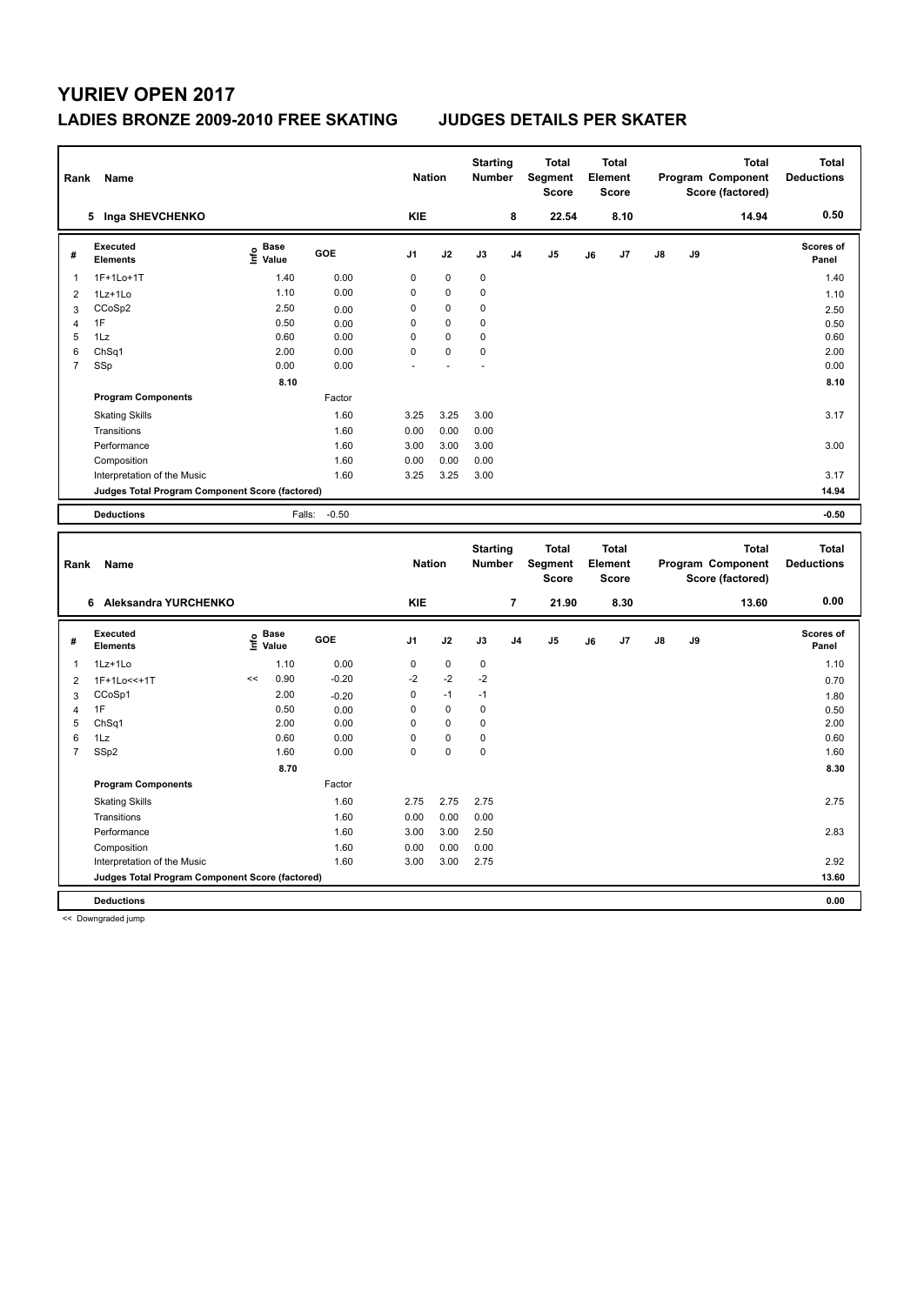# YURIEV OPEN 2017

## LADIES BRONZE 2009-2010 FREE SKATING JUDGES DETAILS PER SKATER

| Rank | Name | Nation | Starting Number | Total Segment Score | Total Element Score | Total Program Component Score (factored) | Total Deductions |
|---|---|---|---|---|---|---|---|
| 5 | Inga SHEVCHENKO | KIE | 8 | 22.54 | 8.10 | 14.94 | 0.50 |

| # | Executed Elements | Info | Base Value | GOE | J1 | J2 | J3 | J4 | J5 | J6 | J7 | J8 | J9 | Scores of Panel |
|---|---|---|---|---|---|---|---|---|---|---|---|---|---|---|
| 1 | 1F+1Lo+1T | | 1.40 | 0.00 | 0 | 0 | 0 | | | | | | | 1.40 |
| 2 | 1Lz+1Lo | | 1.10 | 0.00 | 0 | 0 | 0 | | | | | | | 1.10 |
| 3 | CCoSp2 | | 2.50 | 0.00 | 0 | 0 | 0 | | | | | | | 2.50 |
| 4 | 1F | | 0.50 | 0.00 | 0 | 0 | 0 | | | | | | | 0.50 |
| 5 | 1Lz | | 0.60 | 0.00 | 0 | 0 | 0 | | | | | | | 0.60 |
| 6 | ChSq1 | | 2.00 | 0.00 | 0 | 0 | 0 | | | | | | | 2.00 |
| 7 | SSp | | 0.00 | 0.00 | - | - | - | | | | | | | 0.00 |
| | | | 8.10 | | | | | | | | | | | 8.10 |
| | **Program Components** | | | Factor | | | | | | | | | | |
| | Skating Skills | | | 1.60 | 3.25 | 3.25 | 3.00 | | | | | | | 3.17 |
| | Transitions | | | 1.60 | 0.00 | 0.00 | 0.00 | | | | | | | |
| | Performance | | | 1.60 | 3.00 | 3.00 | 3.00 | | | | | | | 3.00 |
| | Composition | | | 1.60 | 0.00 | 0.00 | 0.00 | | | | | | | |
| | Interpretation of the Music | | | 1.60 | 3.25 | 3.25 | 3.00 | | | | | | | 3.17 |
| | **Judges Total Program Component Score (factored)** | | | | | | | | | | | | | 14.94 |
| | **Deductions** | | Falls: | -0.50 | | | | | | | | | | -0.50 |

| Rank | Name | Nation | Starting Number | Total Segment Score | Total Element Score | Total Program Component Score (factored) | Total Deductions |
|---|---|---|---|---|---|---|---|
| 6 | Aleksandra YURCHENKO | KIE | 7 | 21.90 | 8.30 | 13.60 | 0.00 |

| # | Executed Elements | Info | Base Value | GOE | J1 | J2 | J3 | J4 | J5 | J6 | J7 | J8 | J9 | Scores of Panel |
|---|---|---|---|---|---|---|---|---|---|---|---|---|---|---|
| 1 | 1Lz+1Lo | | 1.10 | 0.00 | 0 | 0 | 0 | | | | | | | 1.10 |
| 2 | 1F+1Lo<<+1T | << | 0.90 | -0.20 | -2 | -2 | -2 | | | | | | | 0.70 |
| 3 | CCoSp1 | | 2.00 | -0.20 | 0 | -1 | -1 | | | | | | | 1.80 |
| 4 | 1F | | 0.50 | 0.00 | 0 | 0 | 0 | | | | | | | 0.50 |
| 5 | ChSq1 | | 2.00 | 0.00 | 0 | 0 | 0 | | | | | | | 2.00 |
| 6 | 1Lz | | 0.60 | 0.00 | 0 | 0 | 0 | | | | | | | 0.60 |
| 7 | SSp2 | | 1.60 | 0.00 | 0 | 0 | 0 | | | | | | | 1.60 |
| | | | 8.70 | | | | | | | | | | | 8.30 |
| | **Program Components** | | | Factor | | | | | | | | | | |
| | Skating Skills | | | 1.60 | 2.75 | 2.75 | 2.75 | | | | | | | 2.75 |
| | Transitions | | | 1.60 | 0.00 | 0.00 | 0.00 | | | | | | | |
| | Performance | | | 1.60 | 3.00 | 3.00 | 2.50 | | | | | | | 2.83 |
| | Composition | | | 1.60 | 0.00 | 0.00 | 0.00 | | | | | | | |
| | Interpretation of the Music | | | 1.60 | 3.00 | 3.00 | 2.75 | | | | | | | 2.92 |
| | **Judges Total Program Component Score (factored)** | | | | | | | | | | | | | 13.60 |
| | **Deductions** | | | | | | | | | | | | | 0.00 |

<< Downgraded jump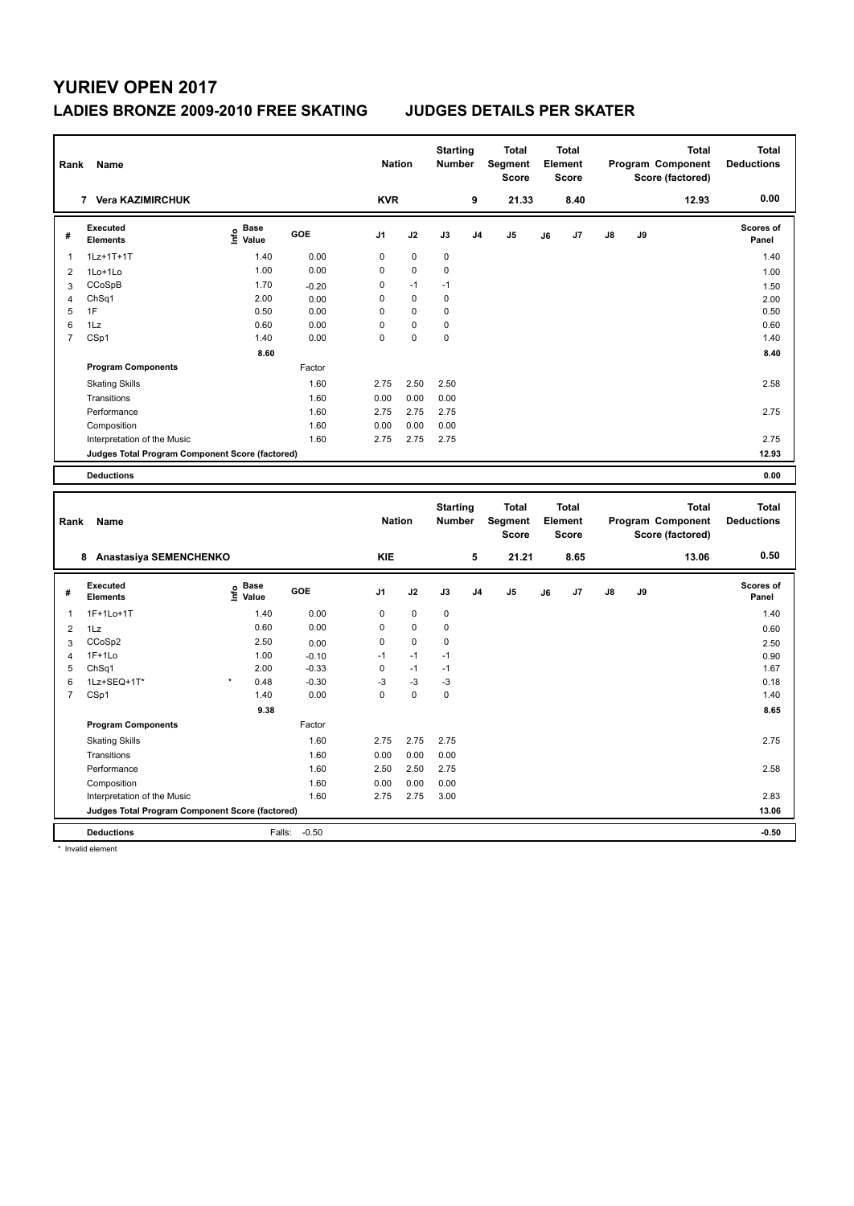# YURIEV OPEN 2017

## LADIES BRONZE 2009-2010 FREE SKATING JUDGES DETAILS PER SKATER

| Rank | Name | Nation | Starting Number | Total Segment Score | Total Element Score | Total Program Component Score (factored) | Total Deductions |
|---|---|---|---|---|---|---|---|
| 7 | Vera KAZIMIRCHUK | KVR | 9 | 21.33 | 8.40 | 12.93 | 0.00 |

| # | Executed Elements | Info | Base Value | GOE | J1 | J2 | J3 | J4 | J5 | J6 | J7 | J8 | J9 | Scores of Panel |
|---|---|---|---|---|---|---|---|---|---|---|---|---|---|---|
| 1 | 1Lz+1T+1T | | 1.40 | 0.00 | 0 | 0 | 0 | | | | | | | 1.40 |
| 2 | 1Lo+1Lo | | 1.00 | 0.00 | 0 | 0 | 0 | | | | | | | 1.00 |
| 3 | CCoSpB | | 1.70 | -0.20 | 0 | -1 | -1 | | | | | | | 1.50 |
| 4 | ChSq1 | | 2.00 | 0.00 | 0 | 0 | 0 | | | | | | | 2.00 |
| 5 | 1F | | 0.50 | 0.00 | 0 | 0 | 0 | | | | | | | 0.50 |
| 6 | 1Lz | | 0.60 | 0.00 | 0 | 0 | 0 | | | | | | | 0.60 |
| 7 | CSp1 | | 1.40 | 0.00 | 0 | 0 | 0 | | | | | | | 1.40 |
| | | | 8.60 | | | | | | | | | | | 8.40 |
| | **Program Components** | | | Factor | | | | | | | | | | |
| | Skating Skills | | | 1.60 | 2.75 | 2.50 | 2.50 | | | | | | | 2.58 |
| | Transitions | | | 1.60 | 0.00 | 0.00 | 0.00 | | | | | | | |
| | Performance | | | 1.60 | 2.75 | 2.75 | 2.75 | | | | | | | 2.75 |
| | Composition | | | 1.60 | 0.00 | 0.00 | 0.00 | | | | | | | |
| | Interpretation of the Music | | | 1.60 | 2.75 | 2.75 | 2.75 | | | | | | | 2.75 |
| | **Judges Total Program Component Score (factored)** | | | | | | | | | | | | | 12.93 |
| | **Deductions** | | | | | | | | | | | | | 0.00 |

| Rank | Name | Nation | Starting Number | Total Segment Score | Total Element Score | Total Program Component Score (factored) | Total Deductions |
|---|---|---|---|---|---|---|---|
| 8 | Anastasiya SEMENCHENKO | KIE | 5 | 21.21 | 8.65 | 13.06 | 0.50 |

| # | Executed Elements | Info | Base Value | GOE | J1 | J2 | J3 | J4 | J5 | J6 | J7 | J8 | J9 | Scores of Panel |
|---|---|---|---|---|---|---|---|---|---|---|---|---|---|---|
| 1 | 1F+1Lo+1T | | 1.40 | 0.00 | 0 | 0 | 0 | | | | | | | 1.40 |
| 2 | 1Lz | | 0.60 | 0.00 | 0 | 0 | 0 | | | | | | | 0.60 |
| 3 | CCoSp2 | | 2.50 | 0.00 | 0 | 0 | 0 | | | | | | | 2.50 |
| 4 | 1F+1Lo | | 1.00 | -0.10 | -1 | -1 | -1 | | | | | | | 0.90 |
| 5 | ChSq1 | | 2.00 | -0.33 | 0 | -1 | -1 | | | | | | | 1.67 |
| 6 | 1Lz+SEQ+1T* | * | 0.48 | -0.30 | -3 | -3 | -3 | | | | | | | 0.18 |
| 7 | CSp1 | | 1.40 | 0.00 | 0 | 0 | 0 | | | | | | | 1.40 |
| | | | 9.38 | | | | | | | | | | | 8.65 |
| | **Program Components** | | | Factor | | | | | | | | | | |
| | Skating Skills | | | 1.60 | 2.75 | 2.75 | 2.75 | | | | | | | 2.75 |
| | Transitions | | | 1.60 | 0.00 | 0.00 | 0.00 | | | | | | | |
| | Performance | | | 1.60 | 2.50 | 2.50 | 2.75 | | | | | | | 2.58 |
| | Composition | | | 1.60 | 0.00 | 0.00 | 0.00 | | | | | | | |
| | Interpretation of the Music | | | 1.60 | 2.75 | 2.75 | 3.00 | | | | | | | 2.83 |
| | **Judges Total Program Component Score (factored)** | | | | | | | | | | | | | 13.06 |
| | **Deductions** | | Falls: | -0.50 | | | | | | | | | | -0.50 |

* Invalid element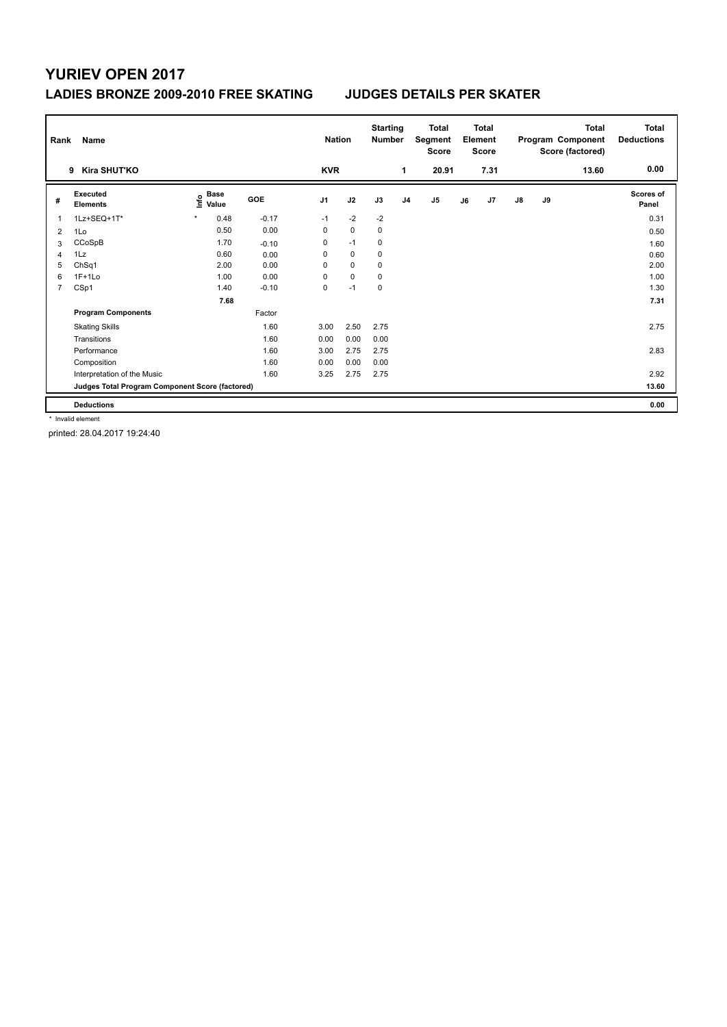# YURIEV OPEN 2017

## LADIES BRONZE 2009-2010 FREE SKATING JUDGES DETAILS PER SKATER

| Rank | Name | Nation | Starting Number | Total Segment Score | Total Element Score | Total Program Component Score (factored) | Total Deductions |
|---|---|---|---|---|---|---|---|
| 9 | Kira SHUT'KO | KVR | 1 | 20.91 | 7.31 | 13.60 | 0.00 |

| # | Executed Elements | Info | Base Value | GOE | J1 | J2 | J3 | J4 | J5 | J6 | J7 | J8 | J9 | Scores of Panel |
|---|---|---|---|---|---|---|---|---|---|---|---|---|---|---|
| 1 | 1Lz+SEQ+1T* | * | 0.48 | -0.17 | -1 | -2 | -2 | | | | | | | 0.31 |
| 2 | 1Lo | | 0.50 | 0.00 | 0 | 0 | 0 | | | | | | | 0.50 |
| 3 | CCoSpB | | 1.70 | -0.10 | 0 | -1 | 0 | | | | | | | 1.60 |
| 4 | 1Lz | | 0.60 | 0.00 | 0 | 0 | 0 | | | | | | | 0.60 |
| 5 | ChSq1 | | 2.00 | 0.00 | 0 | 0 | 0 | | | | | | | 2.00 |
| 6 | 1F+1Lo | | 1.00 | 0.00 | 0 | 0 | 0 | | | | | | | 1.00 |
| 7 | CSp1 | | 1.40 | -0.10 | 0 | -1 | 0 | | | | | | | 1.30 |
| | | | 7.68 | | | | | | | | | | | 7.31 |
| | **Program Components** | | | Factor | | | | | | | | | | |
| | Skating Skills | | | 1.60 | 3.00 | 2.50 | 2.75 | | | | | | | 2.75 |
| | Transitions | | | 1.60 | 0.00 | 0.00 | 0.00 | | | | | | | |
| | Performance | | | 1.60 | 3.00 | 2.75 | 2.75 | | | | | | | 2.83 |
| | Composition | | | 1.60 | 0.00 | 0.00 | 0.00 | | | | | | | |
| | Interpretation of the Music | | | 1.60 | 3.25 | 2.75 | 2.75 | | | | | | | 2.92 |
| | **Judges Total Program Component Score (factored)** | | | | | | | | | | | | | 13.60 |
| | **Deductions** | | | | | | | | | | | | | 0.00 |

\* Invalid element

printed: 28.04.2017 19:24:40